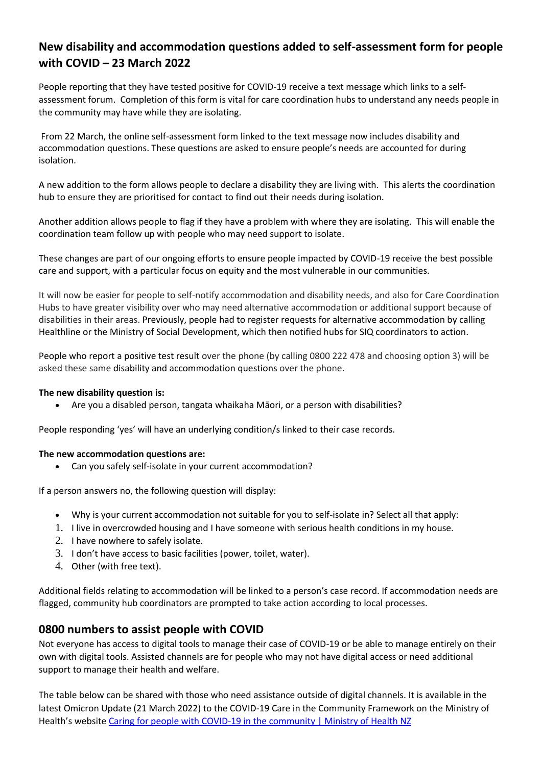## New disability and accommodation questions added to self-assessment form for people with COVID – 23 March 2022

People reporting that they have tested positive for COVID-19 receive a text message which links to a self-assessment forum. Completion of this form is vital for care coordination hubs to understand any needs people in the community may have while they are isolating.

From 22 March, the online self-assessment form linked to the text message now includes disability and accommodation questions. These questions are asked to ensure people's needs are accounted for during isolation.

A new addition to the form allows people to declare a disability they are living with. This alerts the coordination hub to ensure they are prioritised for contact to find out their needs during isolation.

Another addition allows people to flag if they have a problem with where they are isolating. This will enable the coordination team follow up with people who may need support to isolate.

These changes are part of our ongoing efforts to ensure people impacted by COVID-19 receive the best possible care and support, with a particular focus on equity and the most vulnerable in our communities.

It will now be easier for people to self-notify accommodation and disability needs, and also for Care Coordination Hubs to have greater visibility over who may need alternative accommodation or additional support because of disabilities in their areas. Previously, people had to register requests for alternative accommodation by calling Healthline or the Ministry of Social Development, which then notified hubs for SIQ coordinators to action.

People who report a positive test result over the phone (by calling 0800 222 478 and choosing option 3) will be asked these same disability and accommodation questions over the phone.

**The new disability question is:**

- Are you a disabled person, tangata whaikaha Māori, or a person with disabilities?

People responding 'yes' will have an underlying condition/s linked to their case records.

**The new accommodation questions are:**

- Can you safely self-isolate in your current accommodation?

If a person answers no, the following question will display:

- Why is your current accommodation not suitable for you to self-isolate in? Select all that apply:

1. I live in overcrowded housing and I have someone with serious health conditions in my house.
2. I have nowhere to safely isolate.
3. I don't have access to basic facilities (power, toilet, water).
4. Other (with free text).

Additional fields relating to accommodation will be linked to a person's case record. If accommodation needs are flagged, community hub coordinators are prompted to take action according to local processes.

## 0800 numbers to assist people with COVID

Not everyone has access to digital tools to manage their case of COVID-19 or be able to manage entirely on their own with digital tools. Assisted channels are for people who may not have digital access or need additional support to manage their health and welfare.

The table below can be shared with those who need assistance outside of digital channels. It is available in the latest Omicron Update (21 March 2022) to the COVID-19 Care in the Community Framework on the Ministry of Health's website [Caring for people with COVID-19 in the community | Ministry of Health NZ]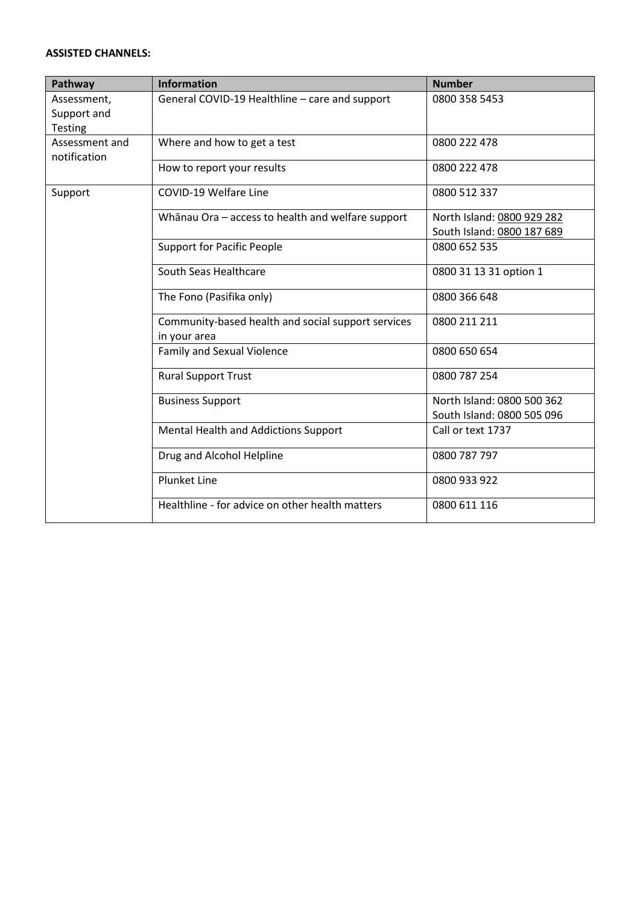**ASSISTED CHANNELS:**

| Pathway | Information | Number |
|---|---|---|
| Assessment, Support and Testing | General COVID-19 Healthline – care and support | 0800 358 5453 |
| Assessment and notification | Where and how to get a test | 0800 222 478 |
| | How to report your results | 0800 222 478 |
| Support | COVID-19 Welfare Line | 0800 512 337 |
| | Whānau Ora – access to health and welfare support | North Island: 0800 929 282<br>South Island: 0800 187 689 |
| | Support for Pacific People | 0800 652 535 |
| | South Seas Healthcare | 0800 31 13 31 option 1 |
| | The Fono (Pasifika only) | 0800 366 648 |
| | Community-based health and social support services in your area | 0800 211 211 |
| | Family and Sexual Violence | 0800 650 654 |
| | Rural Support Trust | 0800 787 254 |
| | Business Support | North Island: 0800 500 362<br>South Island: 0800 505 096 |
| | Mental Health and Addictions Support | Call or text 1737 |
| | Drug and Alcohol Helpline | 0800 787 797 |
| | Plunket Line | 0800 933 922 |
| | Healthline - for advice on other health matters | 0800 611 116 |